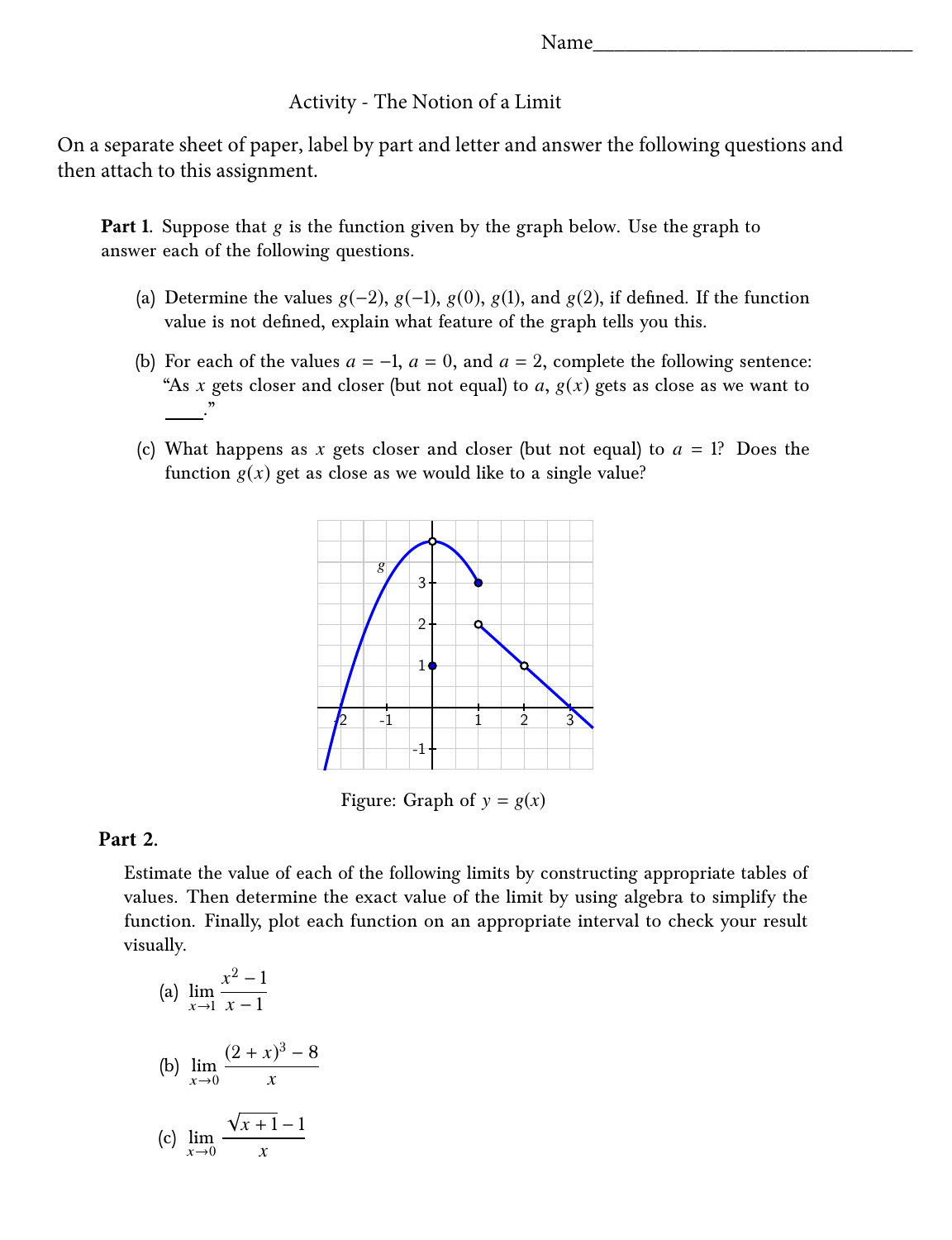Name________________________________

Activity - The Notion of a Limit

On a separate sheet of paper, label by part and letter and answer the following questions and then attach to this assignment.

**Part 1.** Suppose that $g$ is the function given by the graph below. Use the graph to answer each of the following questions.

(a) Determine the values $g(-2)$, $g(-1)$, $g(0)$, $g(1)$, and $g(2)$, if defined. If the function value is not defined, explain what feature of the graph tells you this.

(b) For each of the values $a = -1$, $a = 0$, and $a = 2$, complete the following sentence: "As $x$ gets closer and closer (but not equal) to $a$, $g(x)$ gets as close as we want to ____."

(c) What happens as $x$ gets closer and closer (but not equal) to $a = 1$? Does the function $g(x)$ get as close as we would like to a single value?

Figure: Graph of $y = g(x)$

**Part 2.**

Estimate the value of each of the following limits by constructing appropriate tables of values. Then determine the exact value of the limit by using algebra to simplify the function. Finally, plot each function on an appropriate interval to check your result visually.

(a) $\displaystyle\lim_{x \to 1} \frac{x^2 - 1}{x - 1}$

(b) $\displaystyle\lim_{x \to 0} \frac{(2 + x)^3 - 8}{x}$

(c) $\displaystyle\lim_{x \to 0} \frac{\sqrt{x + 1} - 1}{x}$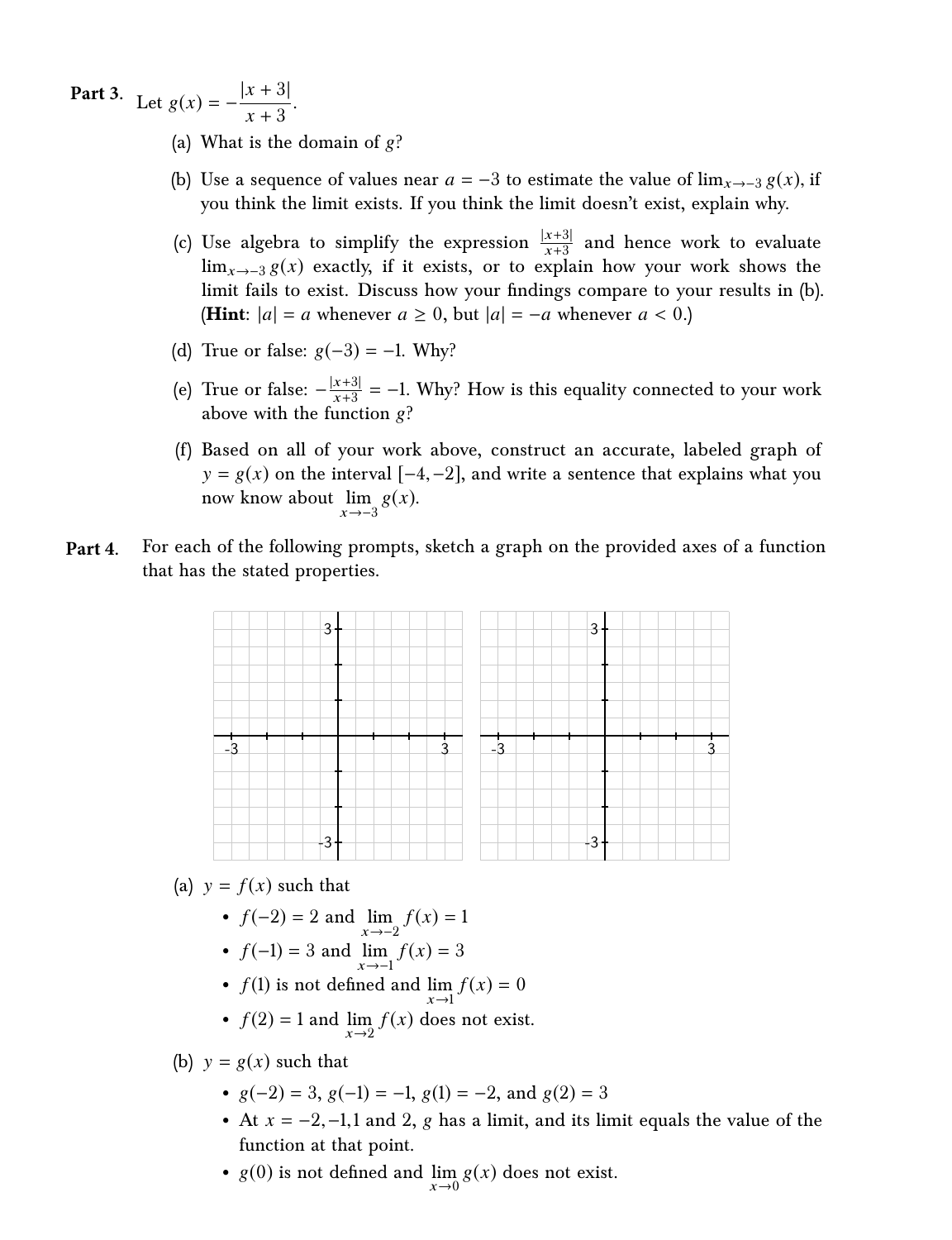**Part 3.** Let $g(x) = -\dfrac{|x+3|}{x+3}$.

(a) What is the domain of $g$?

(b) Use a sequence of values near $a = -3$ to estimate the value of $\lim_{x \to -3} g(x)$, if you think the limit exists. If you think the limit doesn't exist, explain why.

(c) Use algebra to simplify the expression $\frac{|x+3|}{x+3}$ and hence work to evaluate $\lim_{x \to -3} g(x)$ exactly, if it exists, or to explain how your work shows the limit fails to exist. Discuss how your findings compare to your results in (b). (**Hint**: $|a| = a$ whenever $a \geq 0$, but $|a| = -a$ whenever $a < 0$.)

(d) True or false: $g(-3) = -1$. Why?

(e) True or false: $-\frac{|x+3|}{x+3} = -1$. Why? How is this equality connected to your work above with the function $g$?

(f) Based on all of your work above, construct an accurate, labeled graph of $y = g(x)$ on the interval $[-4, -2]$, and write a sentence that explains what you now know about $\lim\limits_{x \to -3} g(x)$.

**Part 4.** For each of the following prompts, sketch a graph on the provided axes of a function that has the stated properties.

(a) $y = f(x)$ such that

- $f(-2) = 2$ and $\lim\limits_{x \to -2} f(x) = 1$
- $f(-1) = 3$ and $\lim\limits_{x \to -1} f(x) = 3$
- $f(1)$ is not defined and $\lim\limits_{x \to 1} f(x) = 0$
- $f(2) = 1$ and $\lim\limits_{x \to 2} f(x)$ does not exist.

(b) $y = g(x)$ such that

- $g(-2) = 3$, $g(-1) = -1$, $g(1) = -2$, and $g(2) = 3$
- At $x = -2, -1, 1$ and $2$, $g$ has a limit, and its limit equals the value of the function at that point.
- $g(0)$ is not defined and $\lim\limits_{x \to 0} g(x)$ does not exist.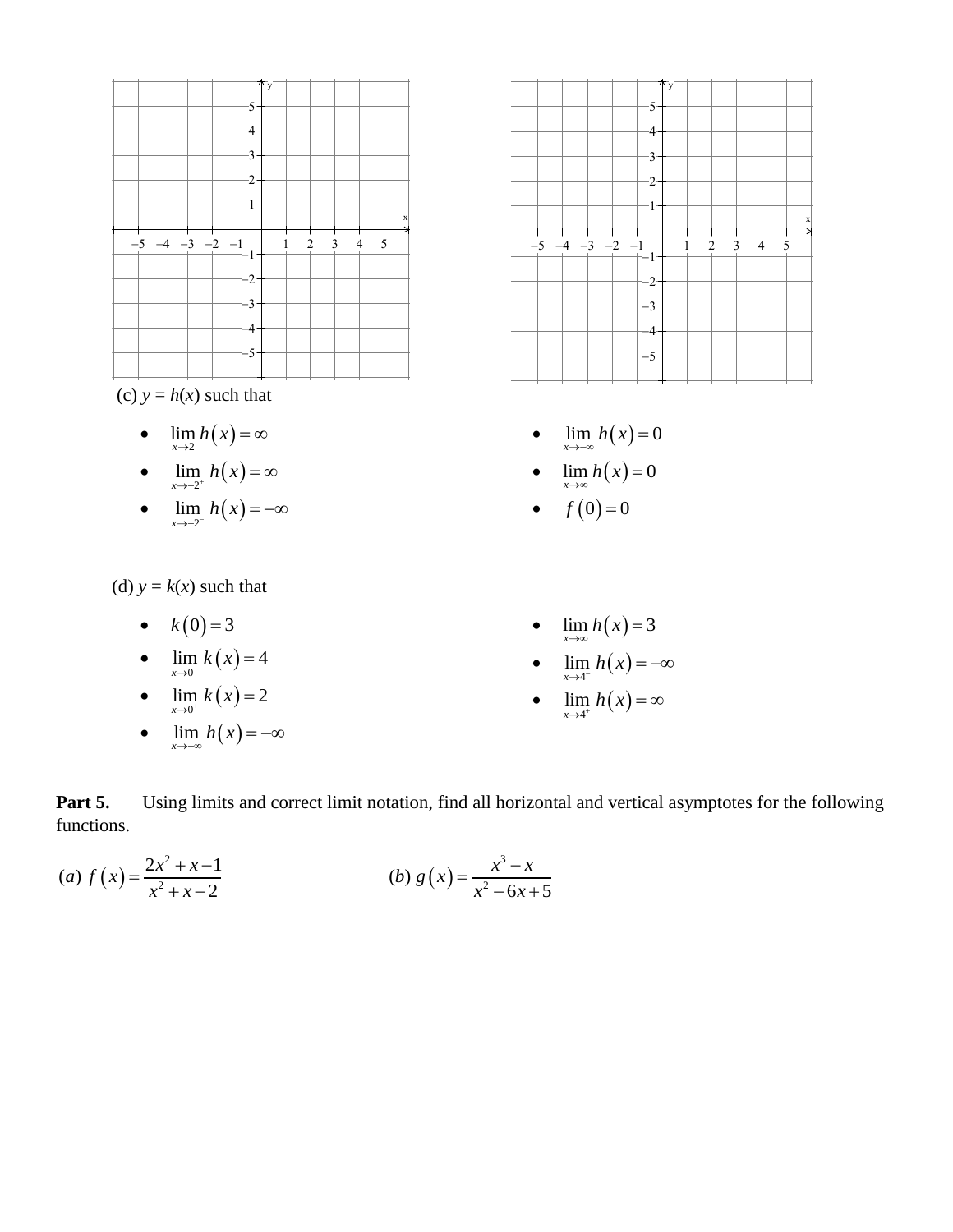(c) $y = h(x)$ such that

- $\lim_{x \to 2} h(x) = \infty$
- $\lim_{x \to -2^+} h(x) = \infty$
- $\lim_{x \to -2^-} h(x) = -\infty$
- $\lim_{x \to -\infty} h(x) = 0$
- $\lim_{x \to \infty} h(x) = 0$
- $f(0) = 0$

(d) $y = k(x)$ such that

- $k(0) = 3$
- $\lim_{x \to 0^-} k(x) = 4$
- $\lim_{x \to 0^+} k(x) = 2$
- $\lim_{x \to -\infty} h(x) = -\infty$
- $\lim_{x \to \infty} h(x) = 3$
- $\lim_{x \to 4^-} h(x) = -\infty$
- $\lim_{x \to 4^+} h(x) = \infty$

**Part 5.** Using limits and correct limit notation, find all horizontal and vertical asymptotes for the following functions.

$(a)\ f(x) = \dfrac{2x^2 + x - 1}{x^2 + x - 2}$

$(b)\ g(x) = \dfrac{x^3 - x}{x^2 - 6x + 5}$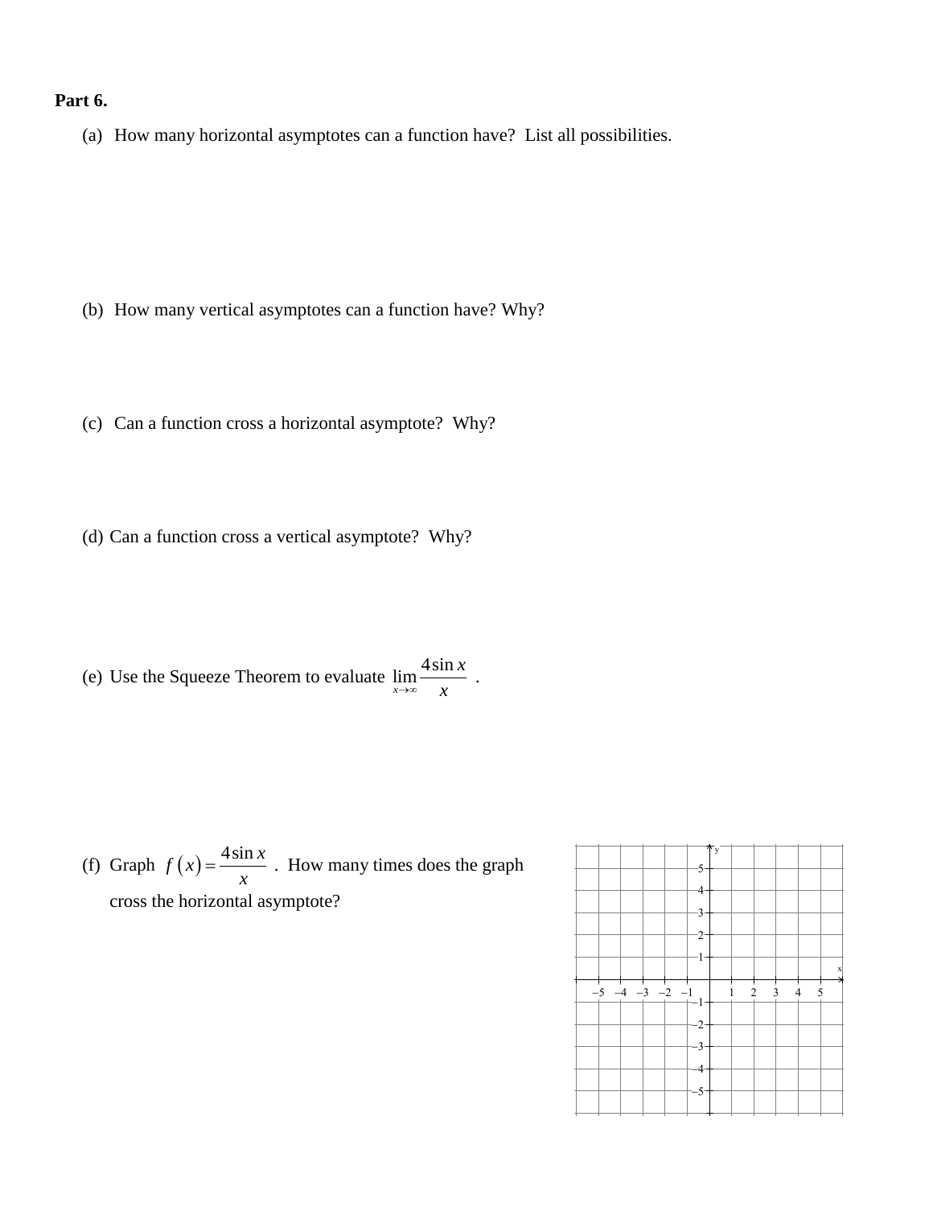**Part 6.**

(a) How many horizontal asymptotes can a function have? List all possibilities.

(b) How many vertical asymptotes can a function have? Why?

(c) Can a function cross a horizontal asymptote? Why?

(d) Can a function cross a vertical asymptote? Why?

(e) Use the Squeeze Theorem to evaluate $\lim_{x \to \infty} \frac{4 \sin x}{x}$ .

(f) Graph $f(x) = \frac{4 \sin x}{x}$ . How many times does the graph cross the horizontal asymptote?

y

x

5
4
3
2
1
−1
−2
−3
−4
−5

−5 −4 −3 −2 −1 1 2 3 4 5